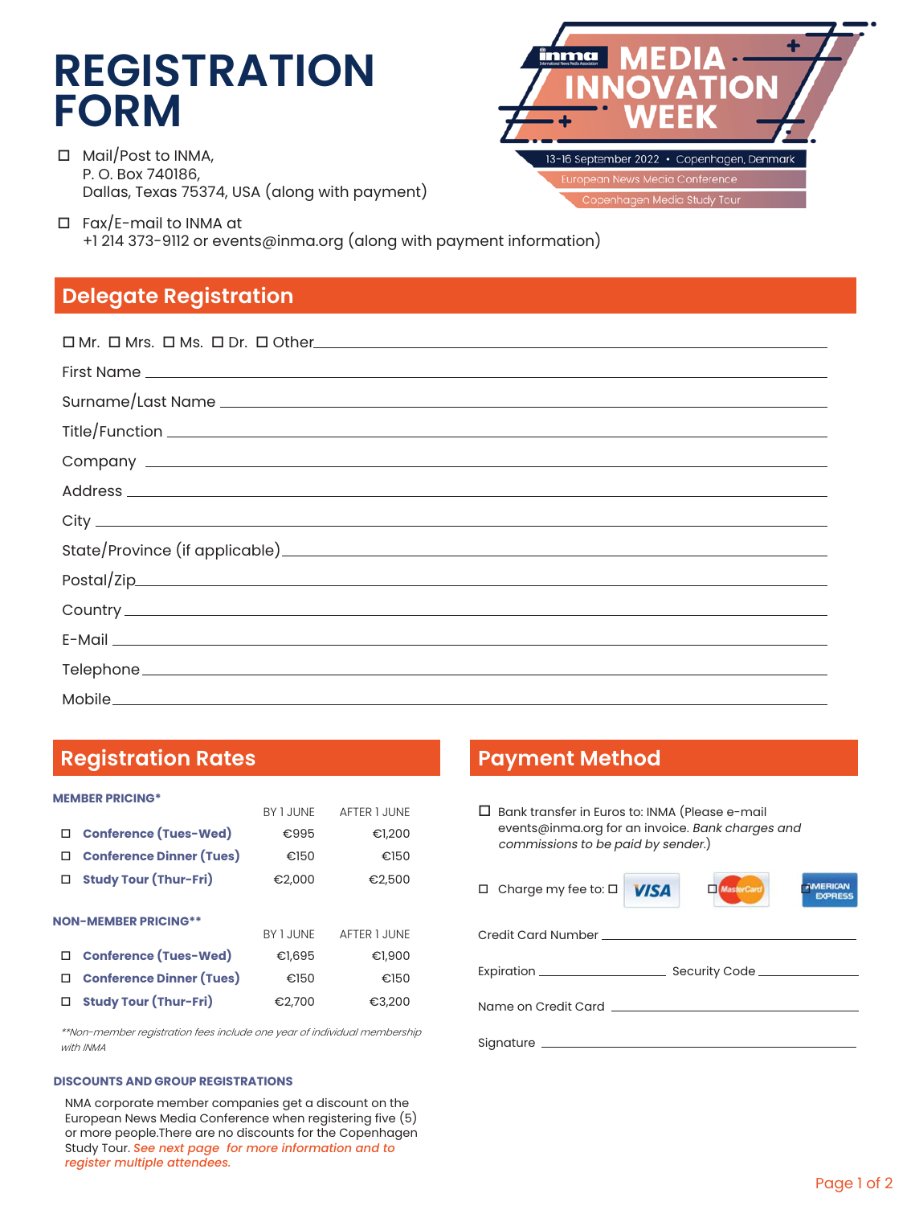# REGISTRATION FORM

- ☐ Mail/Post to INMA,
  P. O. Box 740186,
  Dallas, Texas 75374, USA (along with payment)
- ☐ Fax/E-mail to INMA at
  +1 214 373-9112 or events@inma.org (along with payment information)

INMA MEDIA INNOVATION WEEK
13-16 September 2022 • Copenhagen, Denmark
European News Media Conference
Copenhagen Media Study Tour

## Delegate Registration

☐ Mr. ☐ Mrs. ☐ Ms. ☐ Dr. ☐ Other ____________________

First Name ____________________

Surname/Last Name ____________________

Title/Function ____________________

Company ____________________

Address ____________________

City ____________________

State/Province (if applicable) ____________________

Postal/Zip ____________________

Country ____________________

E-Mail ____________________

Telephone ____________________

Mobile ____________________

## Registration Rates

**MEMBER PRICING***

| | BY 1 JUNE | AFTER 1 JUNE |
|---|---|---|
| ☐ **Conference (Tues-Wed)** | €995 | €1,200 |
| ☐ **Conference Dinner (Tues)** | €150 | €150 |
| ☐ **Study Tour (Thur-Fri)** | €2,000 | €2,500 |

**NON-MEMBER PRICING****

| | BY 1 JUNE | AFTER 1 JUNE |
|---|---|---|
| ☐ **Conference (Tues-Wed)** | €1,695 | €1,900 |
| ☐ **Conference Dinner (Tues)** | €150 | €150 |
| ☐ **Study Tour (Thur-Fri)** | €2,700 | €3,200 |

*\*\*Non-member registration fees include one year of individual membership with INMA*

**DISCOUNTS AND GROUP REGISTRATIONS**

NMA corporate member companies get a discount on the European News Media Conference when registering five (5) or more people.There are no discounts for the Copenhagen Study Tour. *See next page for more information and to register multiple attendees.*

## Payment Method

☐ Bank transfer in Euros to: INMA (Please e-mail events@inma.org for an invoice. *Bank charges and commissions to be paid by sender.*)

☐ Charge my fee to: ☐ VISA ☐ MasterCard ☐ AMERICAN EXPRESS

Credit Card Number ____________________

Expiration ____________________ Security Code ____________________

Name on Credit Card ____________________

Signature ____________________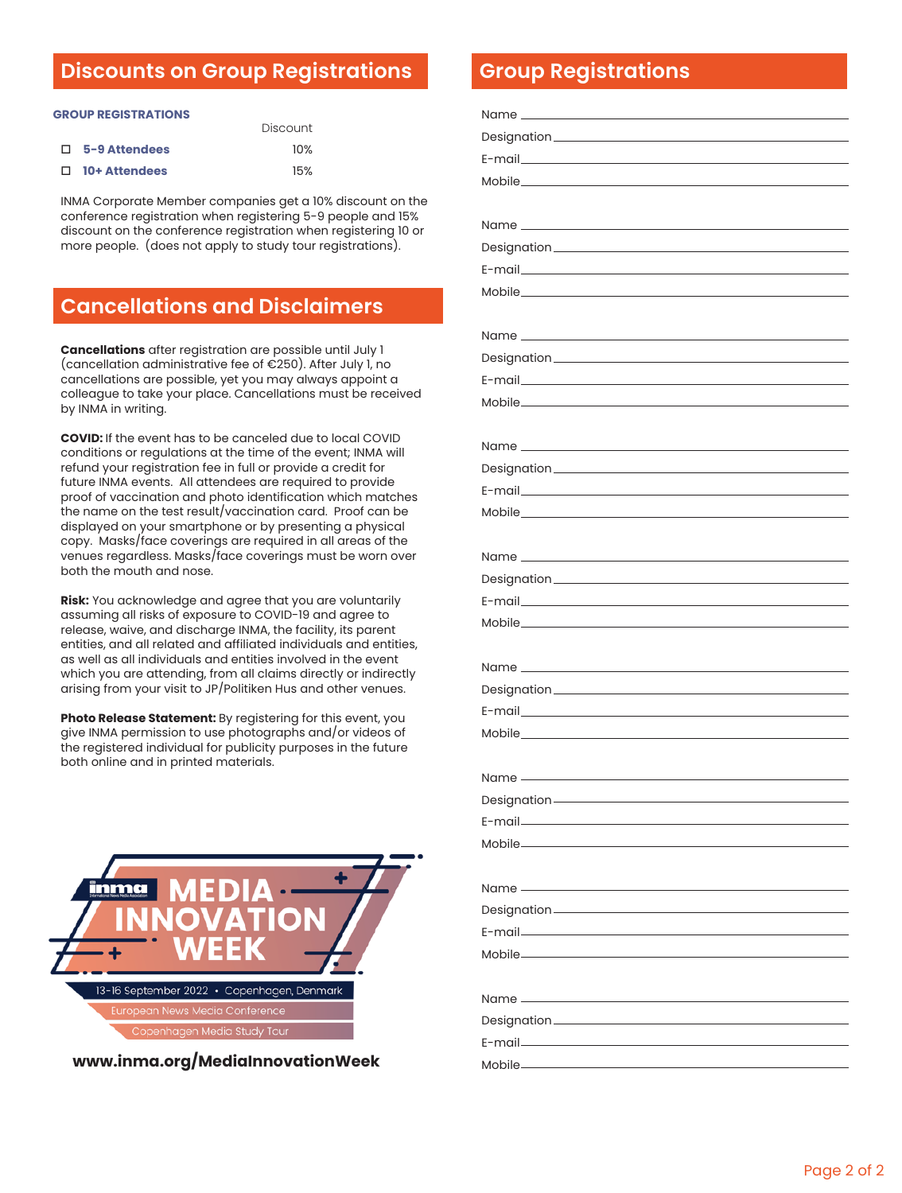## Discounts on Group Registrations

**GROUP REGISTRATIONS**

| | Discount |
|---|---|
| ☐ **5-9 Attendees** | 10% |
| ☐ **10+ Attendees** | 15% |

INMA Corporate Member companies get a 10% discount on the conference registration when registering 5-9 people and 15% discount on the conference registration when registering 10 or more people. (does not apply to study tour registrations).

## Cancellations and Disclaimers

**Cancellations** after registration are possible until July 1 (cancellation administrative fee of €250). After July 1, no cancellations are possible, yet you may always appoint a colleague to take your place. Cancellations must be received by INMA in writing.

**COVID:** If the event has to be canceled due to local COVID conditions or regulations at the time of the event; INMA will refund your registration fee in full or provide a credit for future INMA events. All attendees are required to provide proof of vaccination and photo identification which matches the name on the test result/vaccination card. Proof can be displayed on your smartphone or by presenting a physical copy. Masks/face coverings are required in all areas of the venues regardless. Masks/face coverings must be worn over both the mouth and nose.

**Risk:** You acknowledge and agree that you are voluntarily assuming all risks of exposure to COVID-19 and agree to release, waive, and discharge INMA, the facility, its parent entities, and all related and affiliated individuals and entities, as well as all individuals and entities involved in the event which you are attending, from all claims directly or indirectly arising from your visit to JP/Politiken Hus and other venues.

**Photo Release Statement:** By registering for this event, you give INMA permission to use photographs and/or videos of the registered individual for publicity purposes in the future both online and in printed materials.

inma MEDIA INNOVATION WEEK

13-16 September 2022 • Copenhagen, Denmark

European News Media Conference

Copenhagen Media Study Tour

**www.inma.org/MediaInnovationWeek**

## Group Registrations

Name ____________________
Designation ____________________
E-mail ____________________
Mobile ____________________

Name ____________________
Designation ____________________
E-mail ____________________
Mobile ____________________

Name ____________________
Designation ____________________
E-mail ____________________
Mobile ____________________

Name ____________________
Designation ____________________
E-mail ____________________
Mobile ____________________

Name ____________________
Designation ____________________
E-mail ____________________
Mobile ____________________

Name ____________________
Designation ____________________
E-mail ____________________
Mobile ____________________

Name ____________________
Designation ____________________
E-mail ____________________
Mobile ____________________

Name ____________________
Designation ____________________
E-mail ____________________
Mobile ____________________

Name ____________________
Designation ____________________
E-mail ____________________
Mobile ____________________